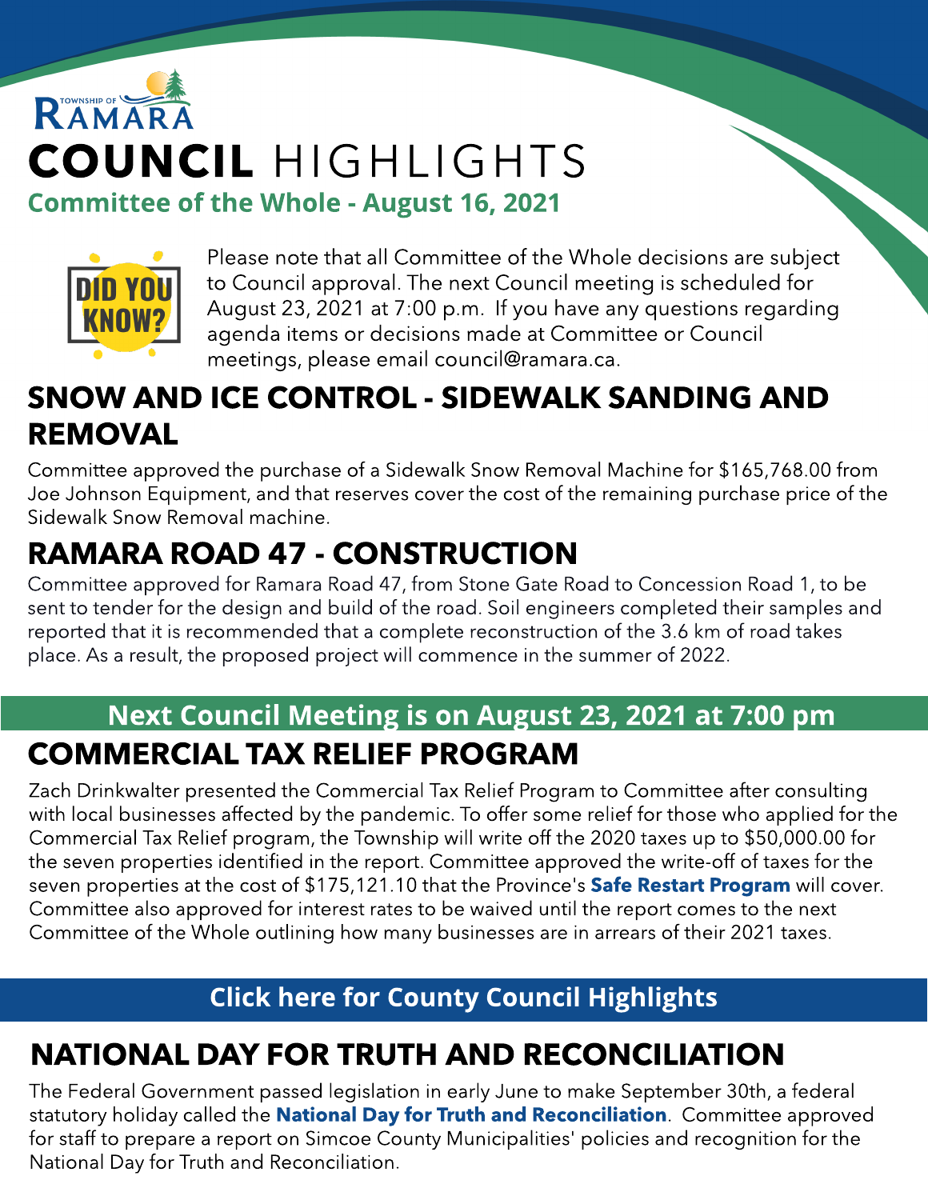TOWNSHIP OF RAMARA

# COUNCIL HIGHLIGHTS

## Committee of the Whole - August 16, 2021

DID YOU KNOW?

Please note that all Committee of the Whole decisions are subject to Council approval. The next Council meeting is scheduled for August 23, 2021 at 7:00 p.m. If you have any questions regarding agenda items or decisions made at Committee or Council meetings, please email council@ramara.ca.

## SNOW AND ICE CONTROL - SIDEWALK SANDING AND REMOVAL

Committee approved the purchase of a Sidewalk Snow Removal Machine for $165,768.00 from Joe Johnson Equipment, and that reserves cover the cost of the remaining purchase price of the Sidewalk Snow Removal machine.

## RAMARA ROAD 47 - CONSTRUCTION

Committee approved for Ramara Road 47, from Stone Gate Road to Concession Road 1, to be sent to tender for the design and build of the road. Soil engineers completed their samples and reported that it is recommended that a complete reconstruction of the 3.6 km of road takes place. As a result, the proposed project will commence in the summer of 2022.

**Next Council Meeting is on August 23, 2021 at 7:00 pm**

## COMMERCIAL TAX RELIEF PROGRAM

Zach Drinkwalter presented the Commercial Tax Relief Program to Committee after consulting with local businesses affected by the pandemic. To offer some relief for those who applied for the Commercial Tax Relief program, the Township will write off the 2020 taxes up to $50,000.00 for the seven properties identified in the report. Committee approved the write-off of taxes for the seven properties at the cost of $175,121.10 that the Province's **Safe Restart Program** will cover. Committee also approved for interest rates to be waived until the report comes to the next Committee of the Whole outlining how many businesses are in arrears of their 2021 taxes.

**Click here for County Council Highlights**

## NATIONAL DAY FOR TRUTH AND RECONCILIATION

The Federal Government passed legislation in early June to make September 30th, a federal statutory holiday called the **National Day for Truth and Reconciliation**. Committee approved for staff to prepare a report on Simcoe County Municipalities' policies and recognition for the National Day for Truth and Reconciliation.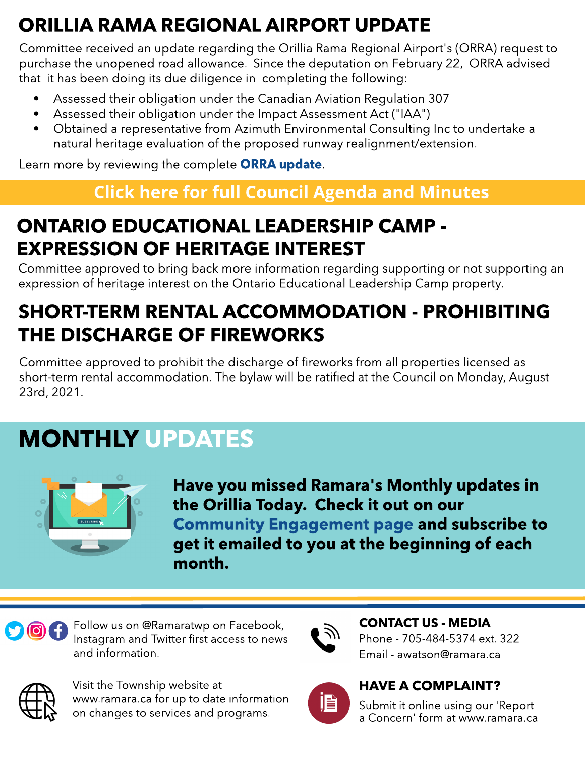## ORILLIA RAMA REGIONAL AIRPORT UPDATE

Committee received an update regarding the Orillia Rama Regional Airport's (ORRA) request to purchase the unopened road allowance. Since the deputation on February 22, ORRA advised that it has been doing its due diligence in completing the following:

- Assessed their obligation under the Canadian Aviation Regulation 307
- Assessed their obligation under the Impact Assessment Act ("IAA")
- Obtained a representative from Azimuth Environmental Consulting Inc to undertake a natural heritage evaluation of the proposed runway realignment/extension.

Learn more by reviewing the complete **ORRA update**.

**Click here for full Council Agenda and Minutes**

## ONTARIO EDUCATIONAL LEADERSHIP CAMP - EXPRESSION OF HERITAGE INTEREST

Committee approved to bring back more information regarding supporting or not supporting an expression of heritage interest on the Ontario Educational Leadership Camp property.

## SHORT-TERM RENTAL ACCOMMODATION - PROHIBITING THE DISCHARGE OF FIREWORKS

Committee approved to prohibit the discharge of fireworks from all properties licensed as short-term rental accommodation. The bylaw will be ratified at the Council on Monday, August 23rd, 2021.

## MONTHLY UPDATES

**Have you missed Ramara's Monthly updates in the Orillia Today. Check it out on our Community Engagement page and subscribe to get it emailed to you at the beginning of each month.**

Follow us on @Ramaratwp on Facebook, Instagram and Twitter first access to news and information.

Visit the Township website at www.ramara.ca for up to date information on changes to services and programs.

### CONTACT US - MEDIA

Phone - 705-484-5374 ext. 322
Email - awatson@ramara.ca

### HAVE A COMPLAINT?

Submit it online using our 'Report a Concern' form at www.ramara.ca